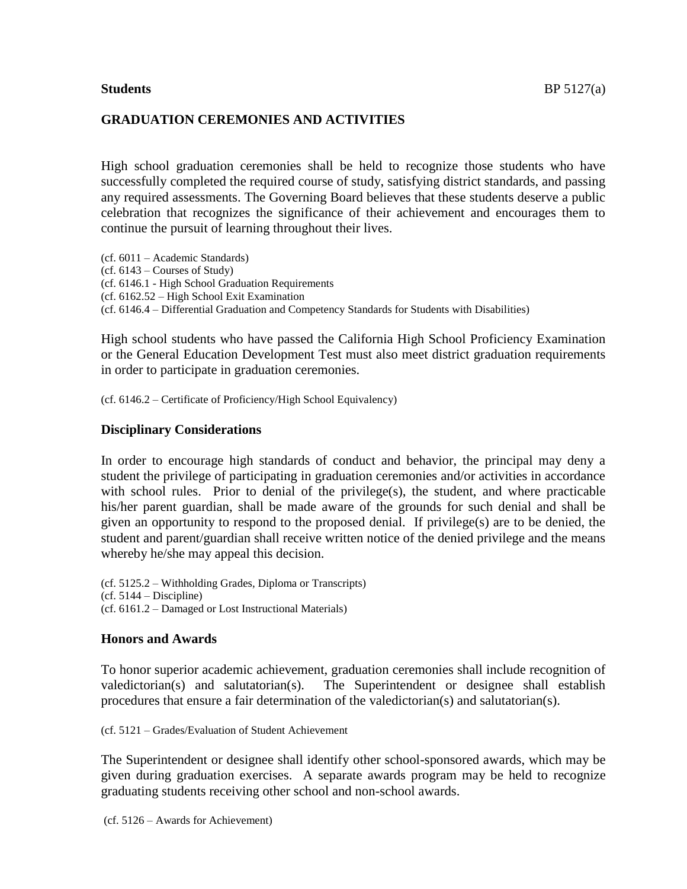**Students** BP 5127(a)

## GRADUATION CEREMONIES AND ACTIVITIES

High school graduation ceremonies shall be held to recognize those students who have successfully completed the required course of study, satisfying district standards, and passing any required assessments. The Governing Board believes that these students deserve a public celebration that recognizes the significance of their achievement and encourages them to continue the pursuit of learning throughout their lives.

(cf. 6011 – Academic Standards)
(cf. 6143 – Courses of Study)
(cf. 6146.1 - High School Graduation Requirements
(cf. 6162.52 – High School Exit Examination
(cf. 6146.4 – Differential Graduation and Competency Standards for Students with Disabilities)

High school students who have passed the California High School Proficiency Examination or the General Education Development Test must also meet district graduation requirements in order to participate in graduation ceremonies.

(cf. 6146.2 – Certificate of Proficiency/High School Equivalency)

### Disciplinary Considerations

In order to encourage high standards of conduct and behavior, the principal may deny a student the privilege of participating in graduation ceremonies and/or activities in accordance with school rules. Prior to denial of the privilege(s), the student, and where practicable his/her parent guardian, shall be made aware of the grounds for such denial and shall be given an opportunity to respond to the proposed denial. If privilege(s) are to be denied, the student and parent/guardian shall receive written notice of the denied privilege and the means whereby he/she may appeal this decision.

(cf. 5125.2 – Withholding Grades, Diploma or Transcripts)
(cf. 5144 – Discipline)
(cf. 6161.2 – Damaged or Lost Instructional Materials)

### Honors and Awards

To honor superior academic achievement, graduation ceremonies shall include recognition of valedictorian(s) and salutatorian(s). The Superintendent or designee shall establish procedures that ensure a fair determination of the valedictorian(s) and salutatorian(s).

(cf. 5121 – Grades/Evaluation of Student Achievement

The Superintendent or designee shall identify other school-sponsored awards, which may be given during graduation exercises. A separate awards program may be held to recognize graduating students receiving other school and non-school awards.

(cf. 5126 – Awards for Achievement)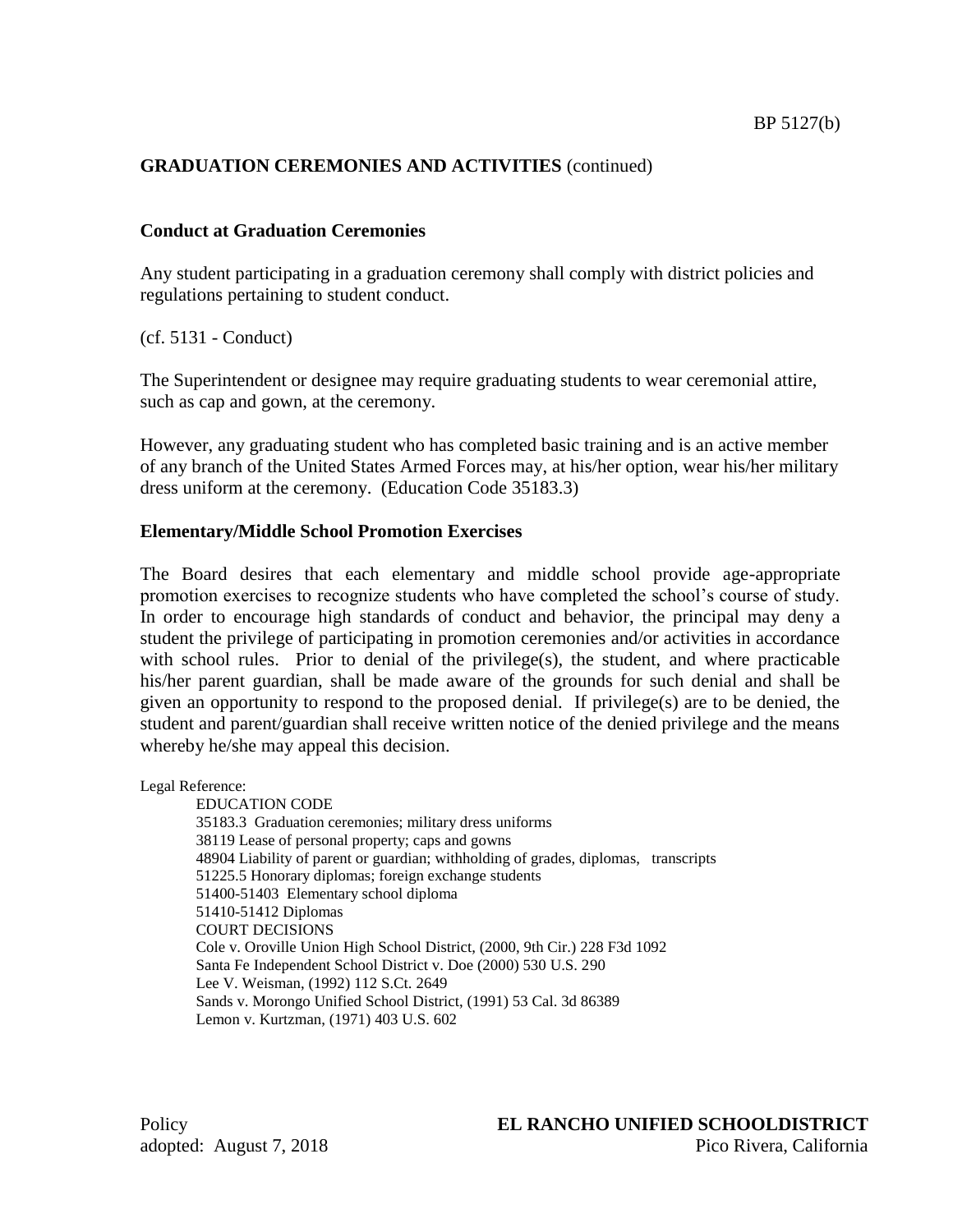**GRADUATION CEREMONIES AND ACTIVITIES** (continued)

### Conduct at Graduation Ceremonies

Any student participating in a graduation ceremony shall comply with district policies and regulations pertaining to student conduct.

(cf. 5131 - Conduct)

The Superintendent or designee may require graduating students to wear ceremonial attire, such as cap and gown, at the ceremony.

However, any graduating student who has completed basic training and is an active member of any branch of the United States Armed Forces may, at his/her option, wear his/her military dress uniform at the ceremony. (Education Code 35183.3)

### Elementary/Middle School Promotion Exercises

The Board desires that each elementary and middle school provide age-appropriate promotion exercises to recognize students who have completed the school's course of study. In order to encourage high standards of conduct and behavior, the principal may deny a student the privilege of participating in promotion ceremonies and/or activities in accordance with school rules. Prior to denial of the privilege(s), the student, and where practicable his/her parent guardian, shall be made aware of the grounds for such denial and shall be given an opportunity to respond to the proposed denial. If privilege(s) are to be denied, the student and parent/guardian shall receive written notice of the denied privilege and the means whereby he/she may appeal this decision.

Legal Reference:

EDUCATION CODE
35183.3 Graduation ceremonies; military dress uniforms
38119 Lease of personal property; caps and gowns
48904 Liability of parent or guardian; withholding of grades, diplomas, transcripts
51225.5 Honorary diplomas; foreign exchange students
51400-51403 Elementary school diploma
51410-51412 Diplomas
COURT DECISIONS
Cole v. Oroville Union High School District, (2000, 9th Cir.) 228 F3d 1092
Santa Fe Independent School District v. Doe (2000) 530 U.S. 290
Lee V. Weisman, (1992) 112 S.Ct. 2649
Sands v. Morongo Unified School District, (1991) 53 Cal. 3d 86389
Lemon v. Kurtzman, (1971) 403 U.S. 602

Policy
adopted: August 7, 2018

**EL RANCHO UNIFIED SCHOOLDISTRICT**
Pico Rivera, California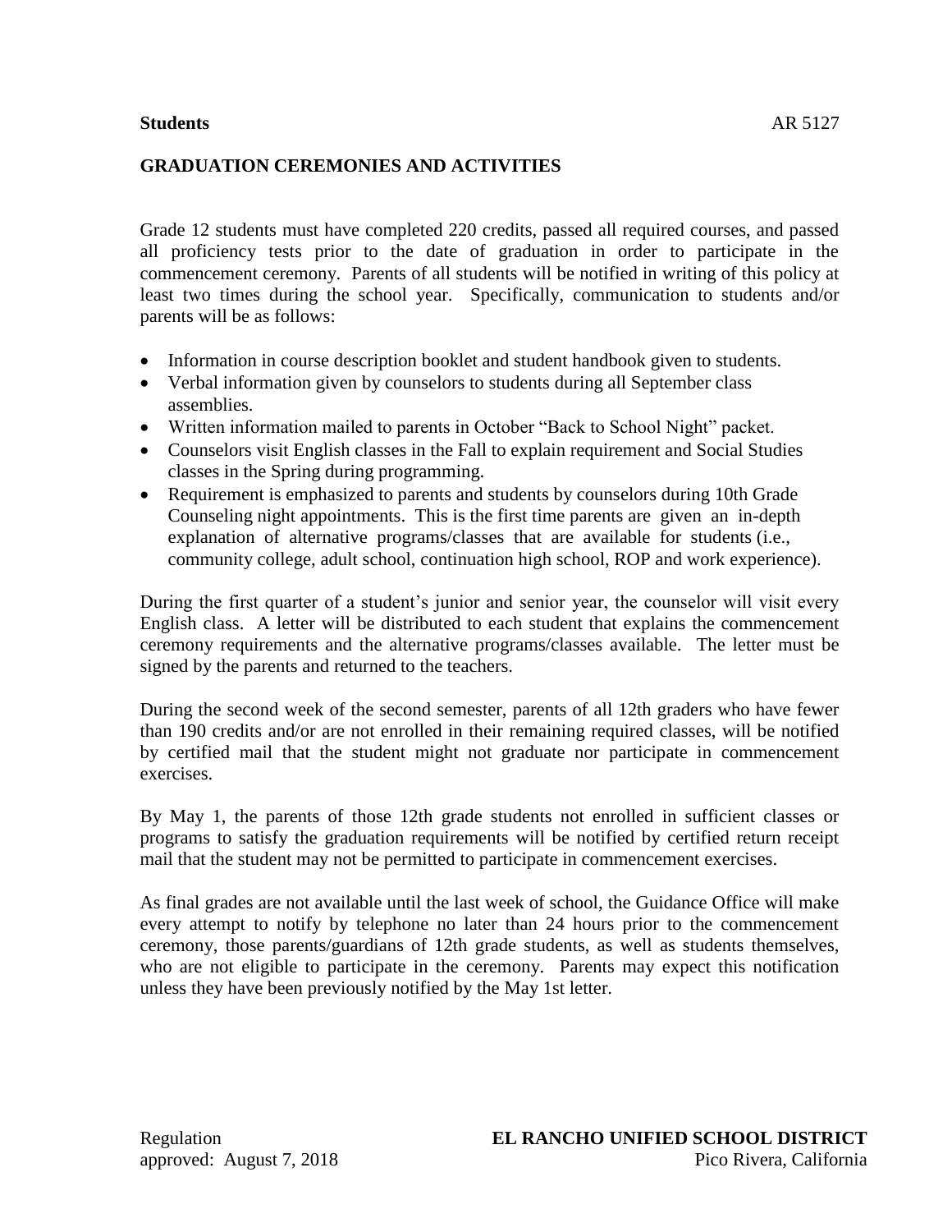**Students** AR 5127

## GRADUATION CEREMONIES AND ACTIVITIES

Grade 12 students must have completed 220 credits, passed all required courses, and passed all proficiency tests prior to the date of graduation in order to participate in the commencement ceremony. Parents of all students will be notified in writing of this policy at least two times during the school year. Specifically, communication to students and/or parents will be as follows:

- Information in course description booklet and student handbook given to students.
- Verbal information given by counselors to students during all September class assemblies.
- Written information mailed to parents in October "Back to School Night" packet.
- Counselors visit English classes in the Fall to explain requirement and Social Studies classes in the Spring during programming.
- Requirement is emphasized to parents and students by counselors during 10th Grade Counseling night appointments. This is the first time parents are given an in-depth explanation of alternative programs/classes that are available for students (i.e., community college, adult school, continuation high school, ROP and work experience).

During the first quarter of a student's junior and senior year, the counselor will visit every English class. A letter will be distributed to each student that explains the commencement ceremony requirements and the alternative programs/classes available. The letter must be signed by the parents and returned to the teachers.

During the second week of the second semester, parents of all 12th graders who have fewer than 190 credits and/or are not enrolled in their remaining required classes, will be notified by certified mail that the student might not graduate nor participate in commencement exercises.

By May 1, the parents of those 12th grade students not enrolled in sufficient classes or programs to satisfy the graduation requirements will be notified by certified return receipt mail that the student may not be permitted to participate in commencement exercises.

As final grades are not available until the last week of school, the Guidance Office will make every attempt to notify by telephone no later than 24 hours prior to the commencement ceremony, those parents/guardians of 12th grade students, as well as students themselves, who are not eligible to participate in the ceremony. Parents may expect this notification unless they have been previously notified by the May 1st letter.

Regulation
approved: August 7, 2018

**EL RANCHO UNIFIED SCHOOL DISTRICT**
Pico Rivera, California